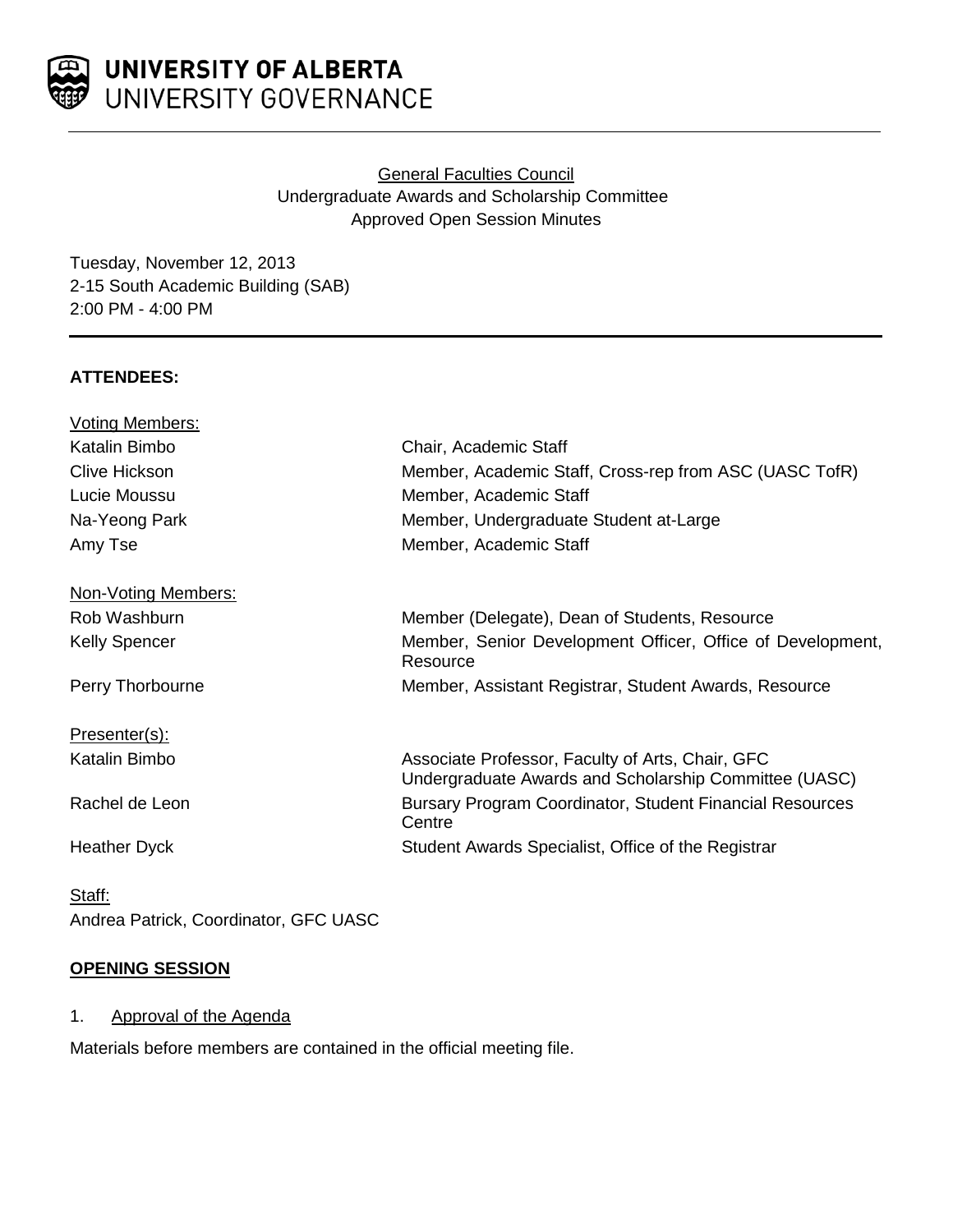**UNIVERSITY OF ALBERTA**
UNIVERSITY GOVERNANCE

General Faculties Council
Undergraduate Awards and Scholarship Committee
Approved Open Session Minutes

Tuesday, November 12, 2013
2-15 South Academic Building (SAB)
2:00 PM - 4:00 PM

**ATTENDEES:**

Voting Members:

| | |
|---|---|
| Katalin Bimbo | Chair, Academic Staff |
| Clive Hickson | Member, Academic Staff, Cross-rep from ASC (UASC TofR) |
| Lucie Moussu | Member, Academic Staff |
| Na-Yeong Park | Member, Undergraduate Student at-Large |
| Amy Tse | Member, Academic Staff |

Non-Voting Members:

| | |
|---|---|
| Rob Washburn | Member (Delegate), Dean of Students, Resource |
| Kelly Spencer | Member, Senior Development Officer, Office of Development, Resource |
| Perry Thorbourne | Member, Assistant Registrar, Student Awards, Resource |

Presenter(s):

| | |
|---|---|
| Katalin Bimbo | Associate Professor, Faculty of Arts, Chair, GFC Undergraduate Awards and Scholarship Committee (UASC) |
| Rachel de Leon | Bursary Program Coordinator, Student Financial Resources Centre |
| Heather Dyck | Student Awards Specialist, Office of the Registrar |

Staff:
Andrea Patrick, Coordinator, GFC UASC

**OPENING SESSION**

1. Approval of the Agenda

Materials before members are contained in the official meeting file.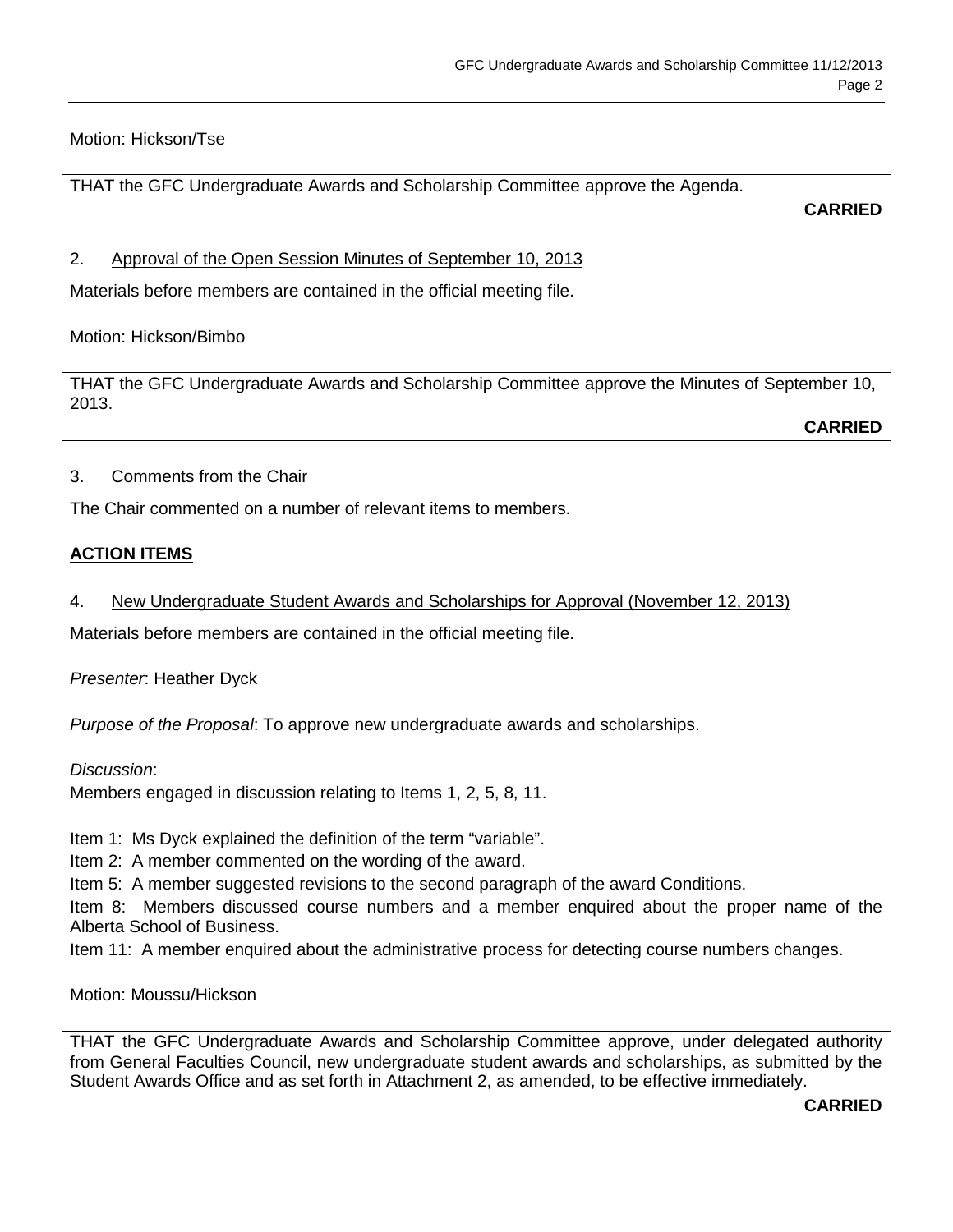Motion: Hickson/Tse

THAT the GFC Undergraduate Awards and Scholarship Committee approve the Agenda.

**CARRIED**

2. Approval of the Open Session Minutes of September 10, 2013

Materials before members are contained in the official meeting file.

Motion: Hickson/Bimbo

THAT the GFC Undergraduate Awards and Scholarship Committee approve the Minutes of September 10, 2013.

**CARRIED**

3. Comments from the Chair

The Chair commented on a number of relevant items to members.

## ACTION ITEMS

4. New Undergraduate Student Awards and Scholarships for Approval (November 12, 2013)

Materials before members are contained in the official meeting file.

*Presenter*: Heather Dyck

*Purpose of the Proposal*: To approve new undergraduate awards and scholarships.

*Discussion*:
Members engaged in discussion relating to Items 1, 2, 5, 8, 11.

Item 1: Ms Dyck explained the definition of the term "variable".
Item 2: A member commented on the wording of the award.
Item 5: A member suggested revisions to the second paragraph of the award Conditions.
Item 8: Members discussed course numbers and a member enquired about the proper name of the Alberta School of Business.
Item 11: A member enquired about the administrative process for detecting course numbers changes.

Motion: Moussu/Hickson

THAT the GFC Undergraduate Awards and Scholarship Committee approve, under delegated authority from General Faculties Council, new undergraduate student awards and scholarships, as submitted by the Student Awards Office and as set forth in Attachment 2, as amended, to be effective immediately.

**CARRIED**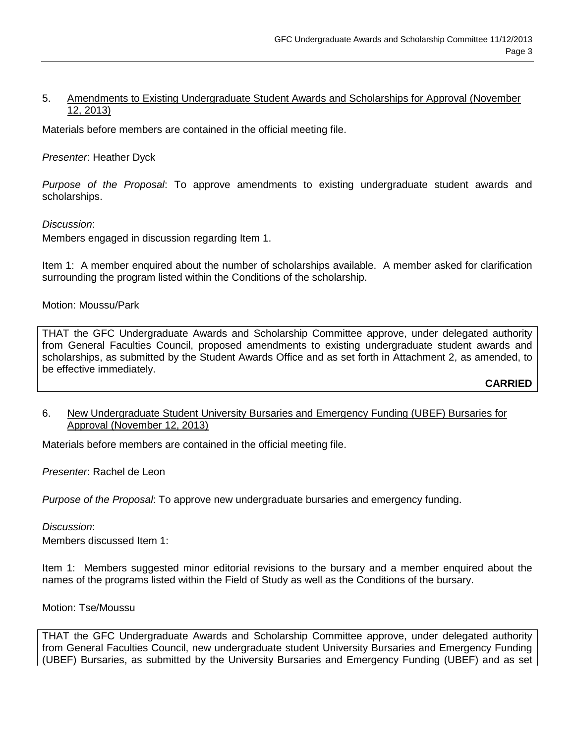5. Amendments to Existing Undergraduate Student Awards and Scholarships for Approval (November 12, 2013)

Materials before members are contained in the official meeting file.

*Presenter*: Heather Dyck

*Purpose of the Proposal*: To approve amendments to existing undergraduate student awards and scholarships.

*Discussion*:
Members engaged in discussion regarding Item 1.

Item 1: A member enquired about the number of scholarships available. A member asked for clarification surrounding the program listed within the Conditions of the scholarship.

Motion: Moussu/Park

THAT the GFC Undergraduate Awards and Scholarship Committee approve, under delegated authority from General Faculties Council, proposed amendments to existing undergraduate student awards and scholarships, as submitted by the Student Awards Office and as set forth in Attachment 2, as amended, to be effective immediately.

**CARRIED**

6. New Undergraduate Student University Bursaries and Emergency Funding (UBEF) Bursaries for Approval (November 12, 2013)

Materials before members are contained in the official meeting file.

*Presenter*: Rachel de Leon

*Purpose of the Proposal*: To approve new undergraduate bursaries and emergency funding.

*Discussion*:
Members discussed Item 1:

Item 1: Members suggested minor editorial revisions to the bursary and a member enquired about the names of the programs listed within the Field of Study as well as the Conditions of the bursary.

Motion: Tse/Moussu

THAT the GFC Undergraduate Awards and Scholarship Committee approve, under delegated authority from General Faculties Council, new undergraduate student University Bursaries and Emergency Funding (UBEF) Bursaries, as submitted by the University Bursaries and Emergency Funding (UBEF) and as set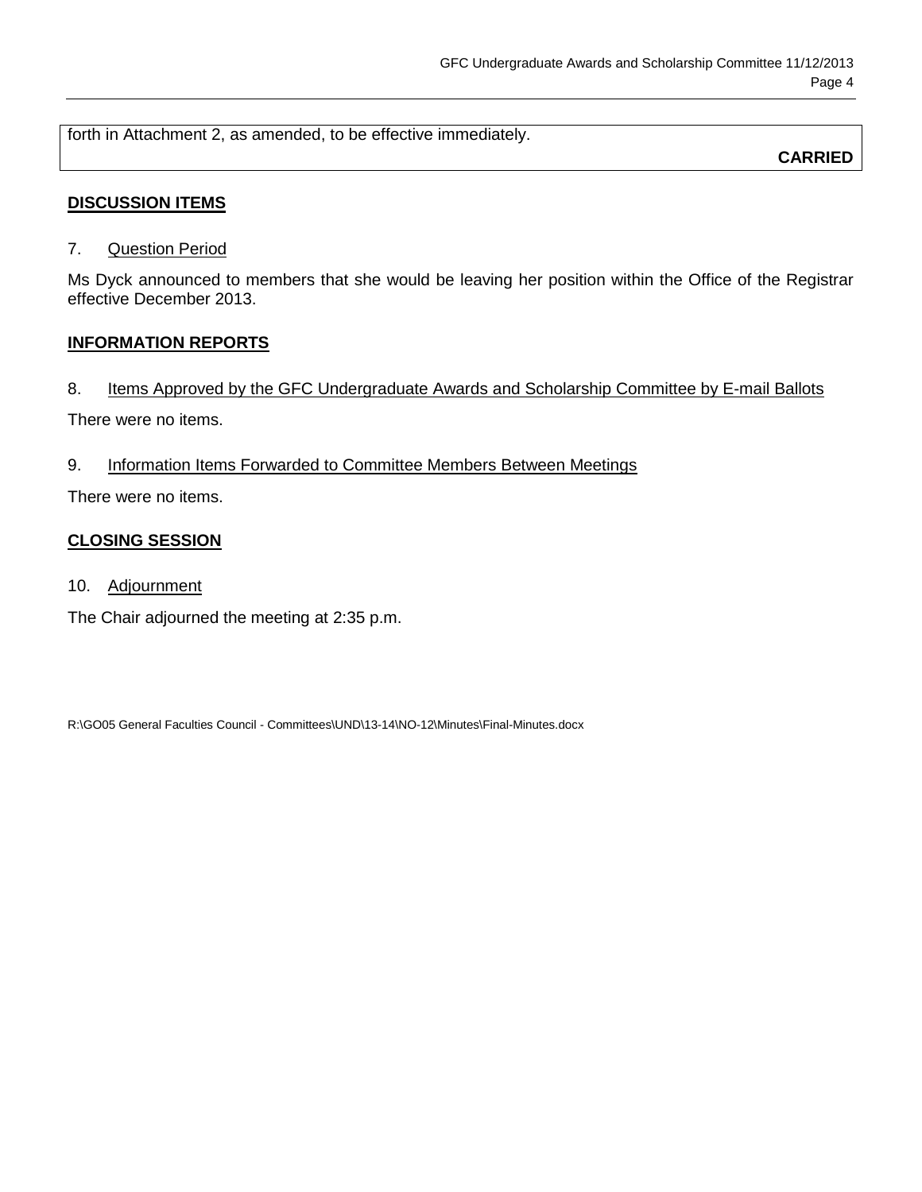forth in Attachment 2, as amended, to be effective immediately.

**CARRIED**

**DISCUSSION ITEMS**

7. Question Period

Ms Dyck announced to members that she would be leaving her position within the Office of the Registrar effective December 2013.

**INFORMATION REPORTS**

8. Items Approved by the GFC Undergraduate Awards and Scholarship Committee by E-mail Ballots

There were no items.

9. Information Items Forwarded to Committee Members Between Meetings

There were no items.

**CLOSING SESSION**

10. Adjournment

The Chair adjourned the meeting at 2:35 p.m.

R:\GO05 General Faculties Council - Committees\UND\13-14\NO-12\Minutes\Final-Minutes.docx